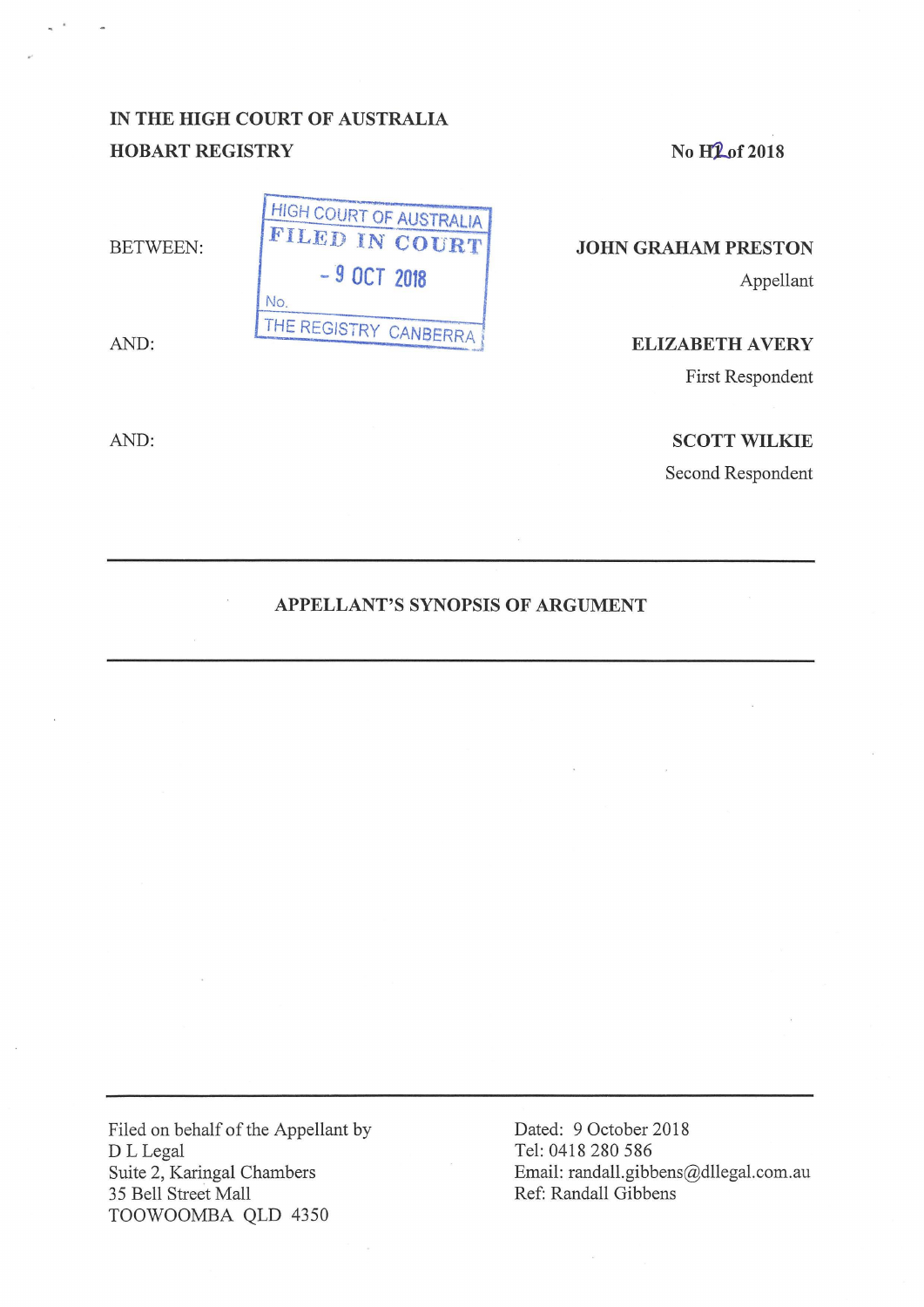IN THE HIGH COURT OF AUSTRALIA
HOBART REGISTRY

No H2 of 2018

HIGH COURT OF AUSTRALIA
FILED IN COURT
- 9 OCT 2018
No.
THE REGISTRY CANBERRA

BETWEEN: **JOHN GRAHAM PRESTON**
Appellant

AND: **ELIZABETH AVERY**
First Respondent

AND: **SCOTT WILKIE**
Second Respondent

---

**APPELLANT'S SYNOPSIS OF ARGUMENT**

---

Filed on behalf of the Appellant by
D L Legal
Suite 2, Karingal Chambers
35 Bell Street Mall
TOOWOOMBA QLD 4350

Dated: 9 October 2018
Tel: 0418 280 586
Email: randall.gibbens@dllegal.com.au
Ref: Randall Gibbens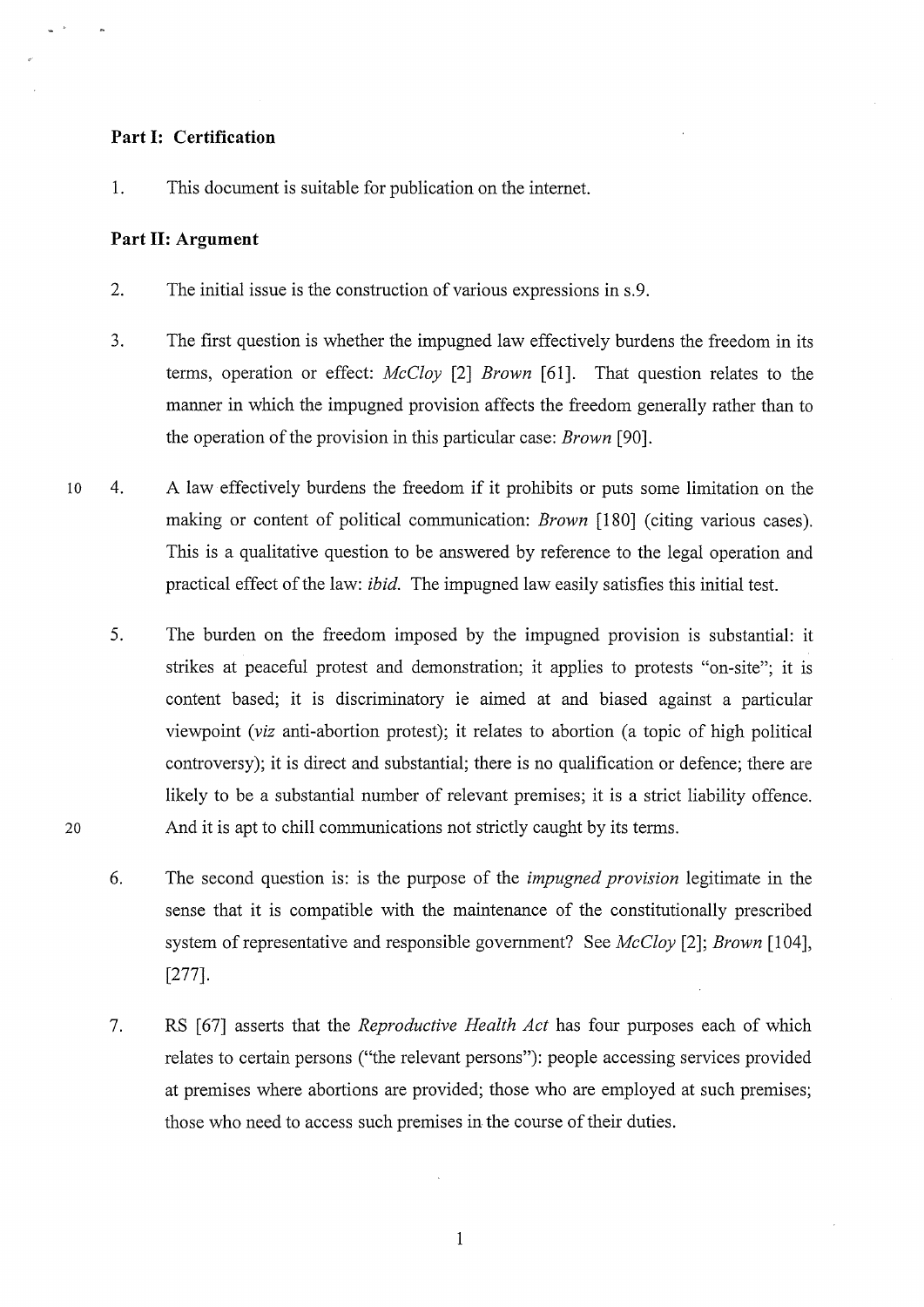**Part I: Certification**

1. This document is suitable for publication on the internet.

**Part II: Argument**

2. The initial issue is the construction of various expressions in s.9.

3. The first question is whether the impugned law effectively burdens the freedom in its terms, operation or effect: *McCloy* [2] *Brown* [61]. That question relates to the manner in which the impugned provision affects the freedom generally rather than to the operation of the provision in this particular case: *Brown* [90].

4. A law effectively burdens the freedom if it prohibits or puts some limitation on the making or content of political communication: *Brown* [180] (citing various cases). This is a qualitative question to be answered by reference to the legal operation and practical effect of the law: *ibid.* The impugned law easily satisfies this initial test.

5. The burden on the freedom imposed by the impugned provision is substantial: it strikes at peaceful protest and demonstration; it applies to protests "on-site"; it is content based; it is discriminatory ie aimed at and biased against a particular viewpoint (*viz* anti-abortion protest); it relates to abortion (a topic of high political controversy); it is direct and substantial; there is no qualification or defence; there are likely to be a substantial number of relevant premises; it is a strict liability offence. And it is apt to chill communications not strictly caught by its terms.

6. The second question is: is the purpose of the *impugned provision* legitimate in the sense that it is compatible with the maintenance of the constitutionally prescribed system of representative and responsible government? See *McCloy* [2]; *Brown* [104], [277].

7. RS [67] asserts that the *Reproductive Health Act* has four purposes each of which relates to certain persons ("the relevant persons"): people accessing services provided at premises where abortions are provided; those who are employed at such premises; those who need to access such premises in the course of their duties.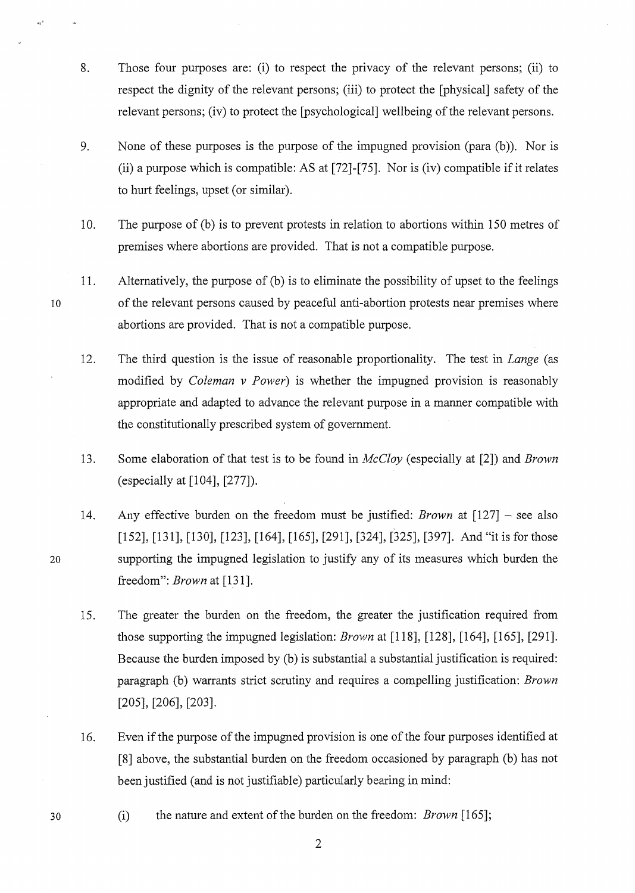8. Those four purposes are: (i) to respect the privacy of the relevant persons; (ii) to respect the dignity of the relevant persons; (iii) to protect the [physical] safety of the relevant persons; (iv) to protect the [psychological] wellbeing of the relevant persons.

9. None of these purposes is the purpose of the impugned provision (para (b)). Nor is (ii) a purpose which is compatible: AS at [72]-[75]. Nor is (iv) compatible if it relates to hurt feelings, upset (or similar).

10. The purpose of (b) is to prevent protests in relation to abortions within 150 metres of premises where abortions are provided. That is not a compatible purpose.

11. Alternatively, the purpose of (b) is to eliminate the possibility of upset to the feelings of the relevant persons caused by peaceful anti-abortion protests near premises where abortions are provided. That is not a compatible purpose.

12. The third question is the issue of reasonable proportionality. The test in *Lange* (as modified by *Coleman v Power*) is whether the impugned provision is reasonably appropriate and adapted to advance the relevant purpose in a manner compatible with the constitutionally prescribed system of government.

13. Some elaboration of that test is to be found in *McCloy* (especially at [2]) and *Brown* (especially at [104], [277]).

14. Any effective burden on the freedom must be justified: *Brown* at [127] – see also [152], [131], [130], [123], [164], [165], [291], [324], [325], [397]. And "it is for those supporting the impugned legislation to justify any of its measures which burden the freedom": *Brown* at [131].

15. The greater the burden on the freedom, the greater the justification required from those supporting the impugned legislation: *Brown* at [118], [128], [164], [165], [291]. Because the burden imposed by (b) is substantial a substantial justification is required: paragraph (b) warrants strict scrutiny and requires a compelling justification: *Brown* [205], [206], [203].

16. Even if the purpose of the impugned provision is one of the four purposes identified at [8] above, the substantial burden on the freedom occasioned by paragraph (b) has not been justified (and is not justifiable) particularly bearing in mind:

    (i) the nature and extent of the burden on the freedom: *Brown* [165];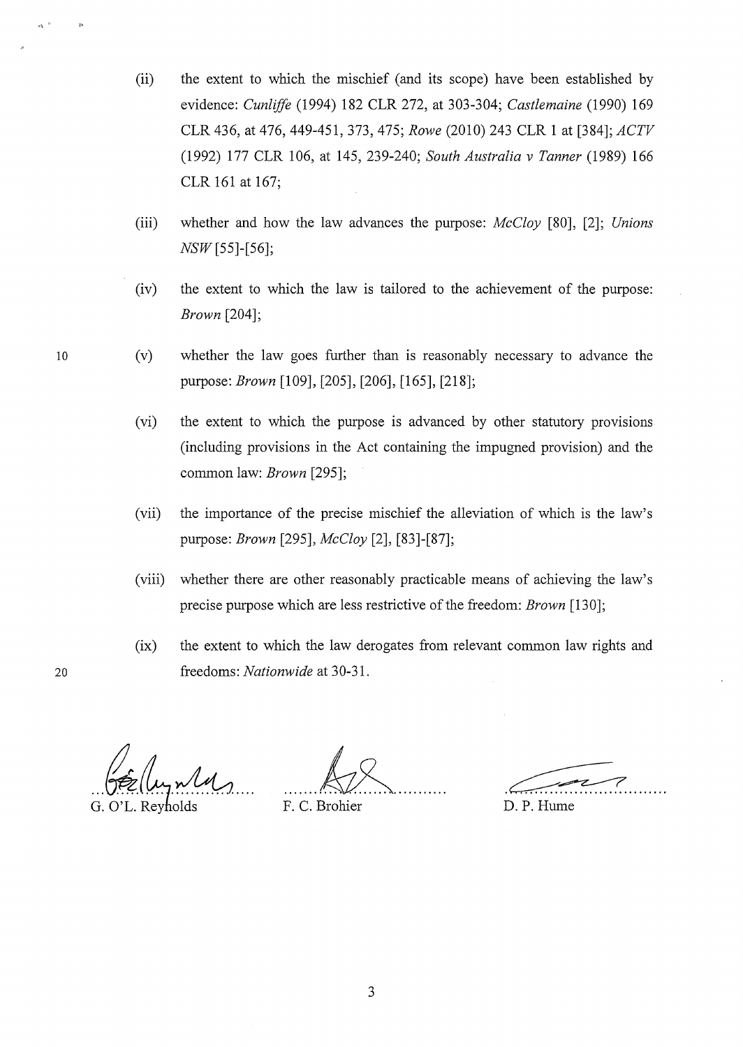(ii) the extent to which the mischief (and its scope) have been established by evidence: *Cunliffe* (1994) 182 CLR 272, at 303-304; *Castlemaine* (1990) 169 CLR 436, at 476, 449-451, 373, 475; *Rowe* (2010) 243 CLR 1 at [384]; *ACTV* (1992) 177 CLR 106, at 145, 239-240; *South Australia v Tanner* (1989) 166 CLR 161 at 167;

(iii) whether and how the law advances the purpose: *McCloy* [80], [2]; *Unions NSW* [55]-[56];

(iv) the extent to which the law is tailored to the achievement of the purpose: *Brown* [204];

(v) whether the law goes further than is reasonably necessary to advance the purpose: *Brown* [109], [205], [206], [165], [218];

(vi) the extent to which the purpose is advanced by other statutory provisions (including provisions in the Act containing the impugned provision) and the common law: *Brown* [295];

(vii) the importance of the precise mischief the alleviation of which is the law's purpose: *Brown* [295], *McCloy* [2], [83]-[87];

(viii) whether there are other reasonably practicable means of achieving the law's precise purpose which are less restrictive of the freedom: *Brown* [130];

(ix) the extent to which the law derogates from relevant common law rights and freedoms: *Nationwide* at 30-31.

G. O'L. Reynolds F. C. Brohier D. P. Hume